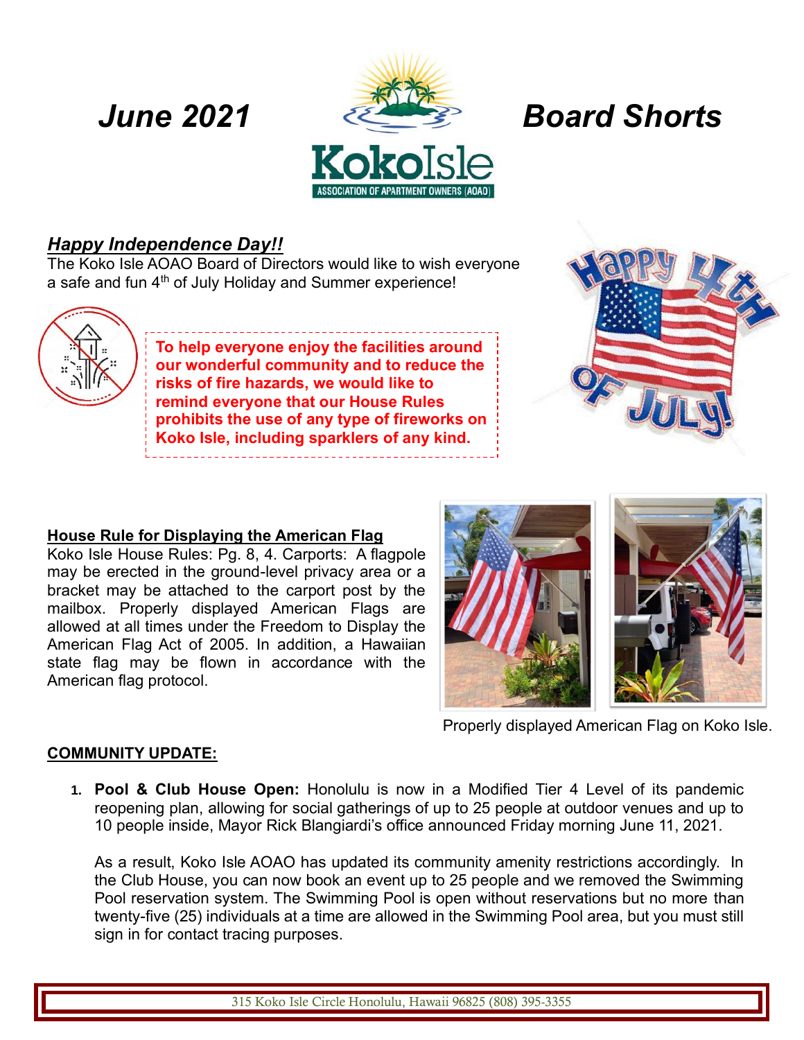# *June 2021* — *Board Shorts*

Koko Isle
ASSOCIATION OF APARTMENT OWNERS (AOAO)

## *Happy Independence Day!!*

The Koko Isle AOAO Board of Directors would like to wish everyone a safe and fun 4th of July Holiday and Summer experience!

**To help everyone enjoy the facilities around our wonderful community and to reduce the risks of fire hazards, we would like to remind everyone that our House Rules prohibits the use of any type of fireworks on Koko Isle, including sparklers of any kind.**

## House Rule for Displaying the American Flag

Koko Isle House Rules: Pg. 8, 4. Carports: A flagpole may be erected in the ground-level privacy area or a bracket may be attached to the carport post by the mailbox. Properly displayed American Flags are allowed at all times under the Freedom to Display the American Flag Act of 2005. In addition, a Hawaiian state flag may be flown in accordance with the American flag protocol.

Properly displayed American Flag on Koko Isle.

## COMMUNITY UPDATE:

1. **Pool & Club House Open:** Honolulu is now in a Modified Tier 4 Level of its pandemic reopening plan, allowing for social gatherings of up to 25 people at outdoor venues and up to 10 people inside, Mayor Rick Blangiardi's office announced Friday morning June 11, 2021.

   As a result, Koko Isle AOAO has updated its community amenity restrictions accordingly. In the Club House, you can now book an event up to 25 people and we removed the Swimming Pool reservation system. The Swimming Pool is open without reservations but no more than twenty-five (25) individuals at a time are allowed in the Swimming Pool area, but you must still sign in for contact tracing purposes.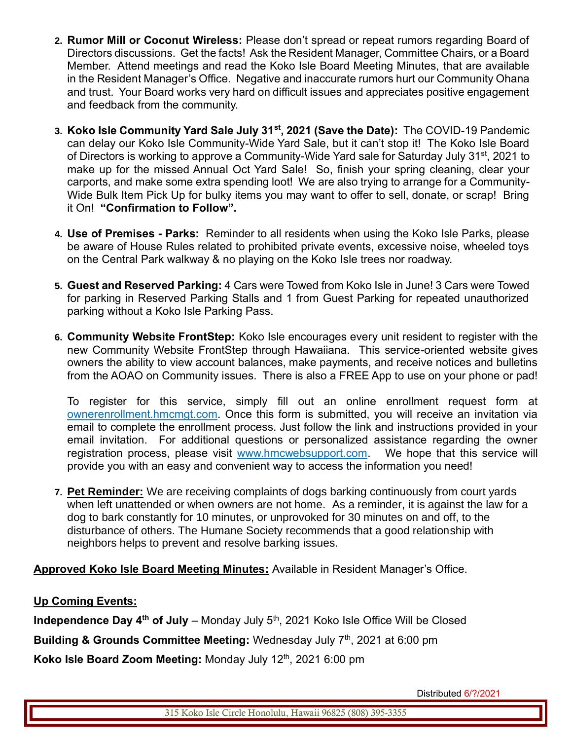2. **Rumor Mill or Coconut Wireless:** Please don't spread or repeat rumors regarding Board of Directors discussions. Get the facts! Ask the Resident Manager, Committee Chairs, or a Board Member. Attend meetings and read the Koko Isle Board Meeting Minutes, that are available in the Resident Manager's Office. Negative and inaccurate rumors hurt our Community Ohana and trust. Your Board works very hard on difficult issues and appreciates positive engagement and feedback from the community.

3. **Koko Isle Community Yard Sale July 31st, 2021 (Save the Date):** The COVID-19 Pandemic can delay our Koko Isle Community-Wide Yard Sale, but it can't stop it! The Koko Isle Board of Directors is working to approve a Community-Wide Yard sale for Saturday July 31st, 2021 to make up for the missed Annual Oct Yard Sale! So, finish your spring cleaning, clear your carports, and make some extra spending loot! We are also trying to arrange for a Community-Wide Bulk Item Pick Up for bulky items you may want to offer to sell, donate, or scrap! Bring it On! **"Confirmation to Follow".**

4. **Use of Premises - Parks:** Reminder to all residents when using the Koko Isle Parks, please be aware of House Rules related to prohibited private events, excessive noise, wheeled toys on the Central Park walkway & no playing on the Koko Isle trees nor roadway.

5. **Guest and Reserved Parking:** 4 Cars were Towed from Koko Isle in June! 3 Cars were Towed for parking in Reserved Parking Stalls and 1 from Guest Parking for repeated unauthorized parking without a Koko Isle Parking Pass.

6. **Community Website FrontStep:** Koko Isle encourages every unit resident to register with the new Community Website FrontStep through Hawaiiana. This service-oriented website gives owners the ability to view account balances, make payments, and receive notices and bulletins from the AOAO on Community issues. There is also a FREE App to use on your phone or pad!

   To register for this service, simply fill out an online enrollment request form at ownerenrollment.hmcmgt.com. Once this form is submitted, you will receive an invitation via email to complete the enrollment process. Just follow the link and instructions provided in your email invitation. For additional questions or personalized assistance regarding the owner registration process, please visit www.hmcwebsupport.com. We hope that this service will provide you with an easy and convenient way to access the information you need!

7. **Pet Reminder:** We are receiving complaints of dogs barking continuously from court yards when left unattended or when owners are not home. As a reminder, it is against the law for a dog to bark constantly for 10 minutes, or unprovoked for 30 minutes on and off, to the disturbance of others. The Humane Society recommends that a good relationship with neighbors helps to prevent and resolve barking issues.

**Approved Koko Isle Board Meeting Minutes:** Available in Resident Manager's Office.

**Up Coming Events:**

**Independence Day 4th of July** – Monday July 5th, 2021 Koko Isle Office Will be Closed

**Building & Grounds Committee Meeting:** Wednesday July 7th, 2021 at 6:00 pm

**Koko Isle Board Zoom Meeting:** Monday July 12th, 2021 6:00 pm

Distributed 6/?/2021

315 Koko Isle Circle Honolulu, Hawaii 96825 (808) 395-3355